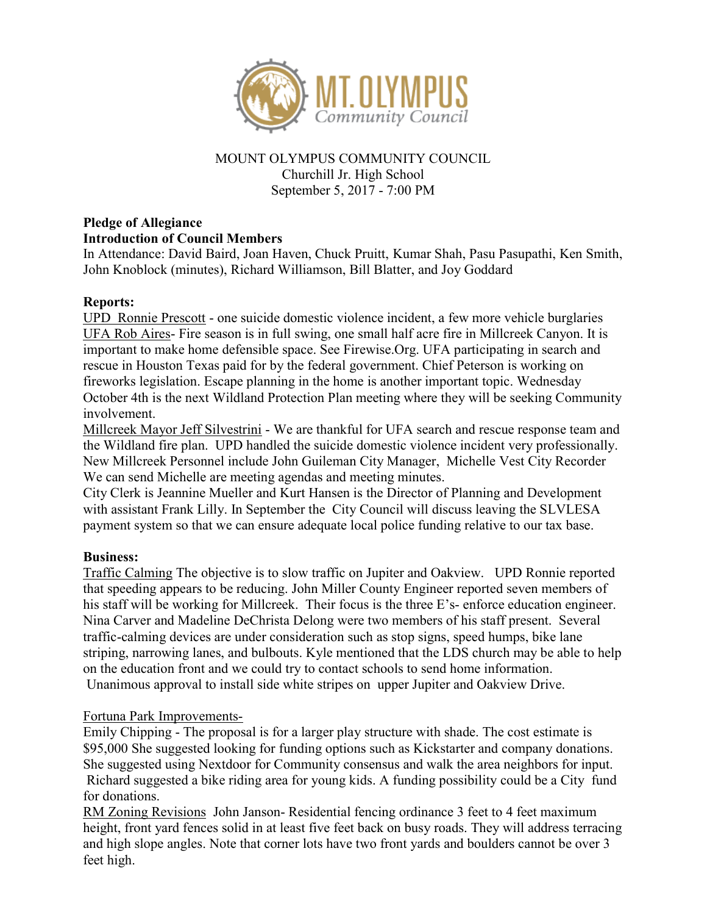MOUNT OLYMPUS COMMUNITY COUNCIL
Churchill Jr. High School
September 5, 2017 - 7:00 PM

**Pledge of Allegiance**
**Introduction of Council Members**
In Attendance: David Baird, Joan Haven, Chuck Pruitt, Kumar Shah, Pasu Pasupathi, Ken Smith, John Knoblock (minutes), Richard Williamson, Bill Blatter, and Joy Goddard

**Reports:**
UPD Ronnie Prescott - one suicide domestic violence incident, a few more vehicle burglaries
UFA Rob Aires- Fire season is in full swing, one small half acre fire in Millcreek Canyon. It is important to make home defensible space. See Firewise.Org. UFA participating in search and rescue in Houston Texas paid for by the federal government. Chief Peterson is working on fireworks legislation. Escape planning in the home is another important topic. Wednesday October 4th is the next Wildland Protection Plan meeting where they will be seeking Community involvement.
Millcreek Mayor Jeff Silvestrini - We are thankful for UFA search and rescue response team and the Wildland fire plan. UPD handled the suicide domestic violence incident very professionally. New Millcreek Personnel include John Guileman City Manager, Michelle Vest City Recorder We can send Michelle are meeting agendas and meeting minutes.
City Clerk is Jeannine Mueller and Kurt Hansen is the Director of Planning and Development with assistant Frank Lilly. In September the City Council will discuss leaving the SLVLESA payment system so that we can ensure adequate local police funding relative to our tax base.

**Business:**
Traffic Calming The objective is to slow traffic on Jupiter and Oakview. UPD Ronnie reported that speeding appears to be reducing. John Miller County Engineer reported seven members of his staff will be working for Millcreek. Their focus is the three E's- enforce education engineer. Nina Carver and Madeline DeChrista Delong were two members of his staff present. Several traffic-calming devices are under consideration such as stop signs, speed humps, bike lane striping, narrowing lanes, and bulbouts. Kyle mentioned that the LDS church may be able to help on the education front and we could try to contact schools to send home information.
Unanimous approval to install side white stripes on upper Jupiter and Oakview Drive.

Fortuna Park Improvements-
Emily Chipping - The proposal is for a larger play structure with shade. The cost estimate is $95,000 She suggested looking for funding options such as Kickstarter and company donations. She suggested using Nextdoor for Community consensus and walk the area neighbors for input.
Richard suggested a bike riding area for young kids. A funding possibility could be a City fund for donations.
RM Zoning Revisions John Janson- Residential fencing ordinance 3 feet to 4 feet maximum height, front yard fences solid in at least five feet back on busy roads. They will address terracing and high slope angles. Note that corner lots have two front yards and boulders cannot be over 3 feet high.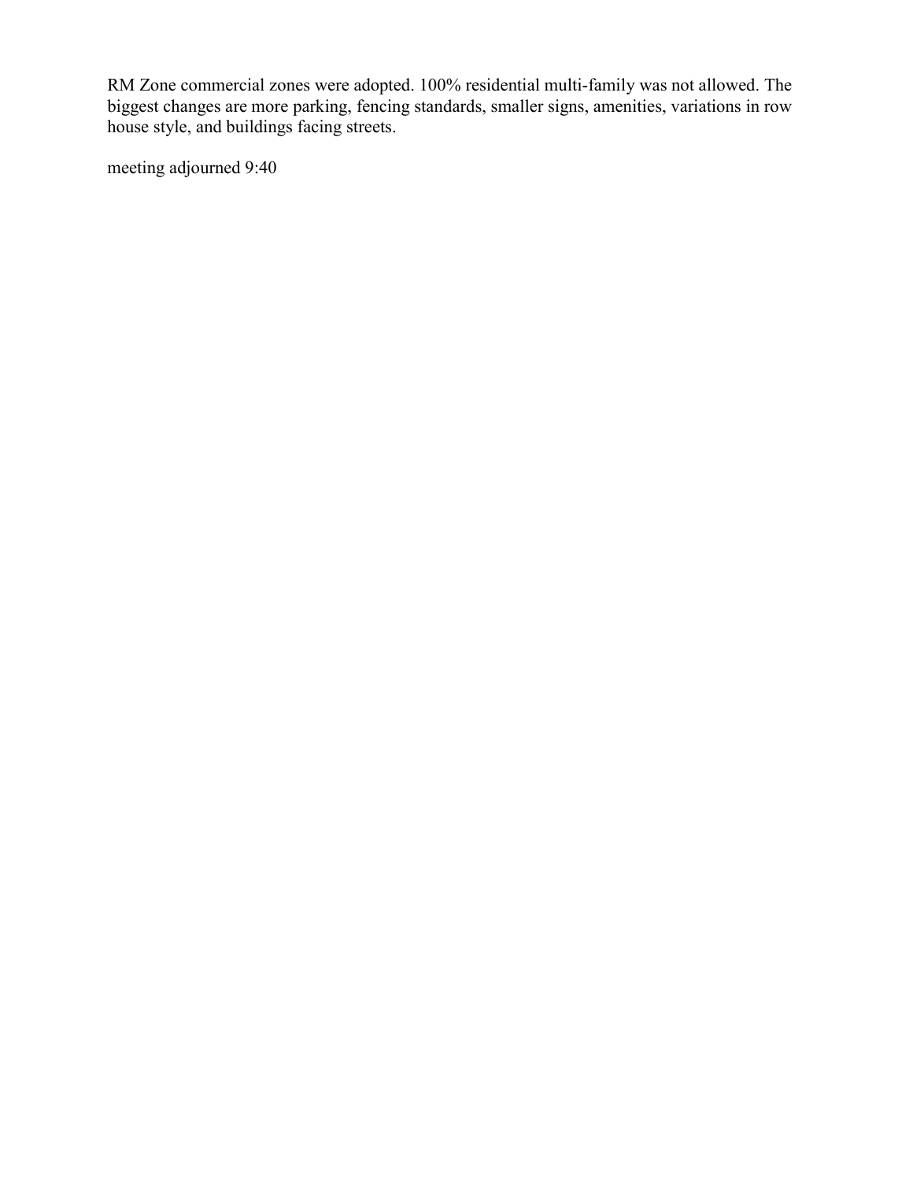RM Zone commercial zones were adopted. 100% residential multi-family was not allowed. The biggest changes are more parking, fencing standards, smaller signs, amenities, variations in row house style, and buildings facing streets.

meeting adjourned 9:40